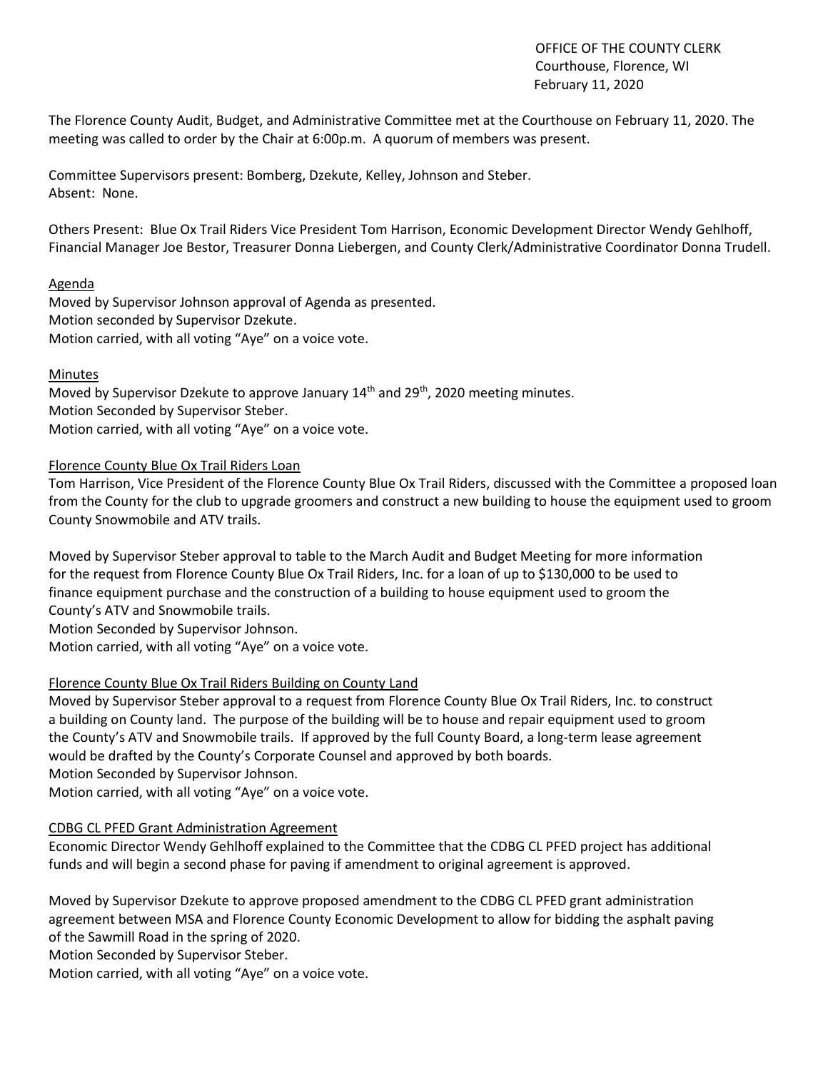OFFICE OF THE COUNTY CLERK
Courthouse, Florence, WI
February 11, 2020

The Florence County Audit, Budget, and Administrative Committee met at the Courthouse on February 11, 2020. The meeting was called to order by the Chair at 6:00p.m. A quorum of members was present.

Committee Supervisors present: Bomberg, Dzekute, Kelley, Johnson and Steber.
Absent: None.

Others Present: Blue Ox Trail Riders Vice President Tom Harrison, Economic Development Director Wendy Gehlhoff, Financial Manager Joe Bestor, Treasurer Donna Liebergen, and County Clerk/Administrative Coordinator Donna Trudell.

Agenda

Moved by Supervisor Johnson approval of Agenda as presented.
Motion seconded by Supervisor Dzekute.
Motion carried, with all voting "Aye" on a voice vote.

Minutes

Moved by Supervisor Dzekute to approve January 14th and 29th, 2020 meeting minutes.
Motion Seconded by Supervisor Steber.
Motion carried, with all voting "Aye" on a voice vote.

Florence County Blue Ox Trail Riders Loan

Tom Harrison, Vice President of the Florence County Blue Ox Trail Riders, discussed with the Committee a proposed loan from the County for the club to upgrade groomers and construct a new building to house the equipment used to groom County Snowmobile and ATV trails.

Moved by Supervisor Steber approval to table to the March Audit and Budget Meeting for more information for the request from Florence County Blue Ox Trail Riders, Inc. for a loan of up to $130,000 to be used to finance equipment purchase and the construction of a building to house equipment used to groom the County's ATV and Snowmobile trails.
Motion Seconded by Supervisor Johnson.
Motion carried, with all voting "Aye" on a voice vote.

Florence County Blue Ox Trail Riders Building on County Land

Moved by Supervisor Steber approval to a request from Florence County Blue Ox Trail Riders, Inc. to construct a building on County land. The purpose of the building will be to house and repair equipment used to groom the County's ATV and Snowmobile trails. If approved by the full County Board, a long-term lease agreement would be drafted by the County's Corporate Counsel and approved by both boards.
Motion Seconded by Supervisor Johnson.
Motion carried, with all voting "Aye" on a voice vote.

CDBG CL PFED Grant Administration Agreement

Economic Director Wendy Gehlhoff explained to the Committee that the CDBG CL PFED project has additional funds and will begin a second phase for paving if amendment to original agreement is approved.

Moved by Supervisor Dzekute to approve proposed amendment to the CDBG CL PFED grant administration agreement between MSA and Florence County Economic Development to allow for bidding the asphalt paving of the Sawmill Road in the spring of 2020.
Motion Seconded by Supervisor Steber.
Motion carried, with all voting "Aye" on a voice vote.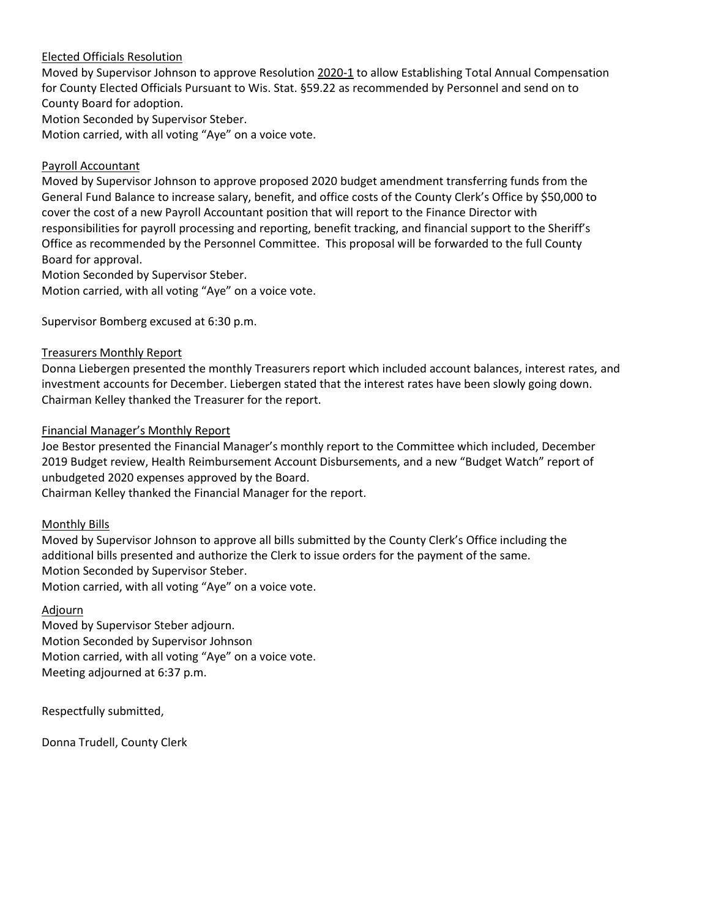Elected Officials Resolution

Moved by Supervisor Johnson to approve Resolution 2020-1 to allow Establishing Total Annual Compensation for County Elected Officials Pursuant to Wis. Stat. §59.22 as recommended by Personnel and send on to County Board for adoption.
Motion Seconded by Supervisor Steber.
Motion carried, with all voting "Aye" on a voice vote.

Payroll Accountant

Moved by Supervisor Johnson to approve proposed 2020 budget amendment transferring funds from the General Fund Balance to increase salary, benefit, and office costs of the County Clerk's Office by $50,000 to cover the cost of a new Payroll Accountant position that will report to the Finance Director with responsibilities for payroll processing and reporting, benefit tracking, and financial support to the Sheriff's Office as recommended by the Personnel Committee. This proposal will be forwarded to the full County Board for approval.
Motion Seconded by Supervisor Steber.
Motion carried, with all voting "Aye" on a voice vote.

Supervisor Bomberg excused at 6:30 p.m.

Treasurers Monthly Report

Donna Liebergen presented the monthly Treasurers report which included account balances, interest rates, and investment accounts for December. Liebergen stated that the interest rates have been slowly going down. Chairman Kelley thanked the Treasurer for the report.

Financial Manager's Monthly Report

Joe Bestor presented the Financial Manager's monthly report to the Committee which included, December 2019 Budget review, Health Reimbursement Account Disbursements, and a new "Budget Watch" report of unbudgeted 2020 expenses approved by the Board.
Chairman Kelley thanked the Financial Manager for the report.

Monthly Bills

Moved by Supervisor Johnson to approve all bills submitted by the County Clerk's Office including the additional bills presented and authorize the Clerk to issue orders for the payment of the same.
Motion Seconded by Supervisor Steber.
Motion carried, with all voting "Aye" on a voice vote.

Adjourn

Moved by Supervisor Steber adjourn.
Motion Seconded by Supervisor Johnson
Motion carried, with all voting "Aye" on a voice vote.
Meeting adjourned at 6:37 p.m.

Respectfully submitted,

Donna Trudell, County Clerk